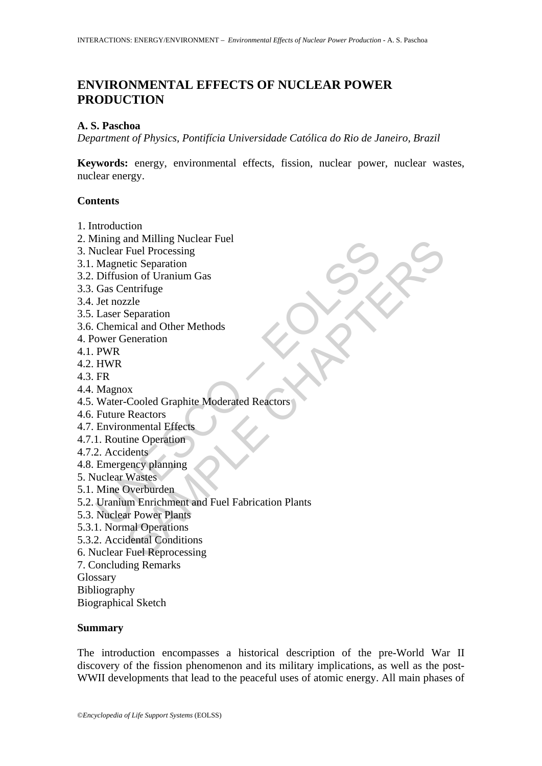# ENVIRONMENTAL EFFECTS OF NUCLEAR POWER PRODUCTION

**A. S. Paschoa**

*Department of Physics, Pontifícia Universidade Católica do Rio de Janeiro, Brazil*

**Keywords:** energy, environmental effects, fission, nuclear power, nuclear wastes, nuclear energy.

## Contents

1. Introduction
2. Mining and Milling Nuclear Fuel
3. Nuclear Fuel Processing
3.1. Magnetic Separation
3.2. Diffusion of Uranium Gas
3.3. Gas Centrifuge
3.4. Jet nozzle
3.5. Laser Separation
3.6. Chemical and Other Methods
4. Power Generation
4.1. PWR
4.2. HWR
4.3. FR
4.4. Magnox
4.5. Water-Cooled Graphite Moderated Reactors
4.6. Future Reactors
4.7. Environmental Effects
4.7.1. Routine Operation
4.7.2. Accidents
4.8. Emergency planning
5. Nuclear Wastes
5.1. Mine Overburden
5.2. Uranium Enrichment and Fuel Fabrication Plants
5.3. Nuclear Power Plants
5.3.1. Normal Operations
5.3.2. Accidental Conditions
6. Nuclear Fuel Reprocessing
7. Concluding Remarks

Glossary

Bibliography

Biographical Sketch

## Summary

The introduction encompasses a historical description of the pre-World War II discovery of the fission phenomenon and its military implications, as well as the post-WWII developments that lead to the peaceful uses of atomic energy. All main phases of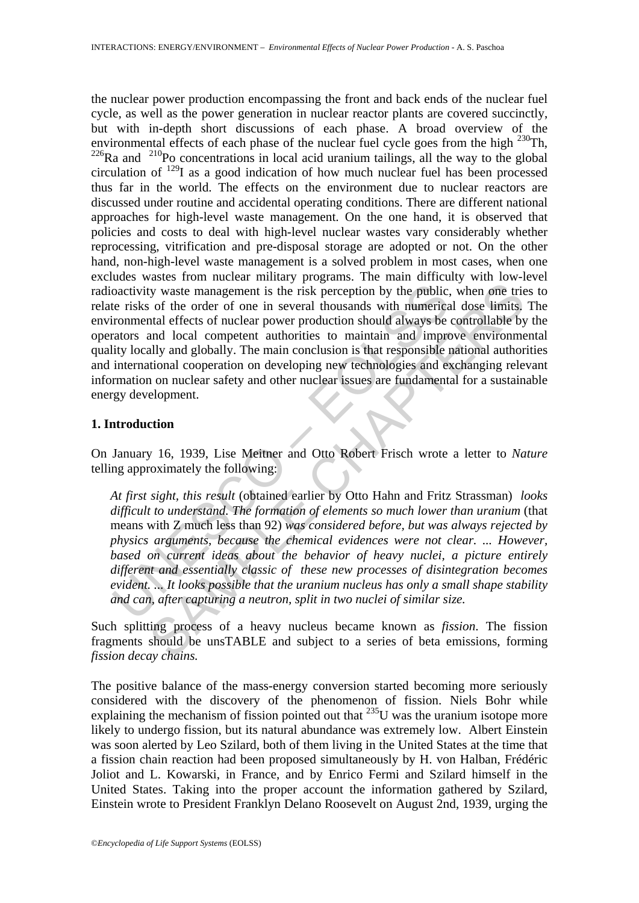the nuclear power production encompassing the front and back ends of the nuclear fuel cycle, as well as the power generation in nuclear reactor plants are covered succinctly, but with in-depth short discussions of each phase. A broad overview of the environmental effects of each phase of the nuclear fuel cycle goes from the high $^{230}$Th, $^{226}$Ra and $^{210}$Po concentrations in local acid uranium tailings, all the way to the global circulation of $^{129}$I as a good indication of how much nuclear fuel has been processed thus far in the world. The effects on the environment due to nuclear reactors are discussed under routine and accidental operating conditions. There are different national approaches for high-level waste management. On the one hand, it is observed that policies and costs to deal with high-level nuclear wastes vary considerably whether reprocessing, vitrification and pre-disposal storage are adopted or not. On the other hand, non-high-level waste management is a solved problem in most cases, when one excludes wastes from nuclear military programs. The main difficulty with low-level radioactivity waste management is the risk perception by the public, when one tries to relate risks of the order of one in several thousands with numerical dose limits. The environmental effects of nuclear power production should always be controllable by the operators and local competent authorities to maintain and improve environmental quality locally and globally. The main conclusion is that responsible national authorities and international cooperation on developing new technologies and exchanging relevant information on nuclear safety and other nuclear issues are fundamental for a sustainable energy development.

## 1. Introduction

On January 16, 1939, Lise Meitner and Otto Robert Frisch wrote a letter to *Nature* telling approximately the following:

> *At first sight, this result* (obtained earlier by Otto Hahn and Fritz Strassman) *looks difficult to understand. The formation of elements so much lower than uranium* (that means with Z much less than 92) *was considered before, but was always rejected by physics arguments, because the chemical evidences were not clear. ... However, based on current ideas about the behavior of heavy nuclei, a picture entirely different and essentially classic of these new processes of disintegration becomes evident. ... It looks possible that the uranium nucleus has only a small shape stability and can, after capturing a neutron, split in two nuclei of similar size.*

Such splitting process of a heavy nucleus became known as *fission.* The fission fragments should be unsTABLE and subject to a series of beta emissions, forming *fission decay chains.*

The positive balance of the mass-energy conversion started becoming more seriously considered with the discovery of the phenomenon of fission. Niels Bohr while explaining the mechanism of fission pointed out that $^{235}$U was the uranium isotope more likely to undergo fission, but its natural abundance was extremely low. Albert Einstein was soon alerted by Leo Szilard, both of them living in the United States at the time that a fission chain reaction had been proposed simultaneously by H. von Halban, Frédéric Joliot and L. Kowarski, in France, and by Enrico Fermi and Szilard himself in the United States. Taking into the proper account the information gathered by Szilard, Einstein wrote to President Franklyn Delano Roosevelt on August 2nd, 1939, urging the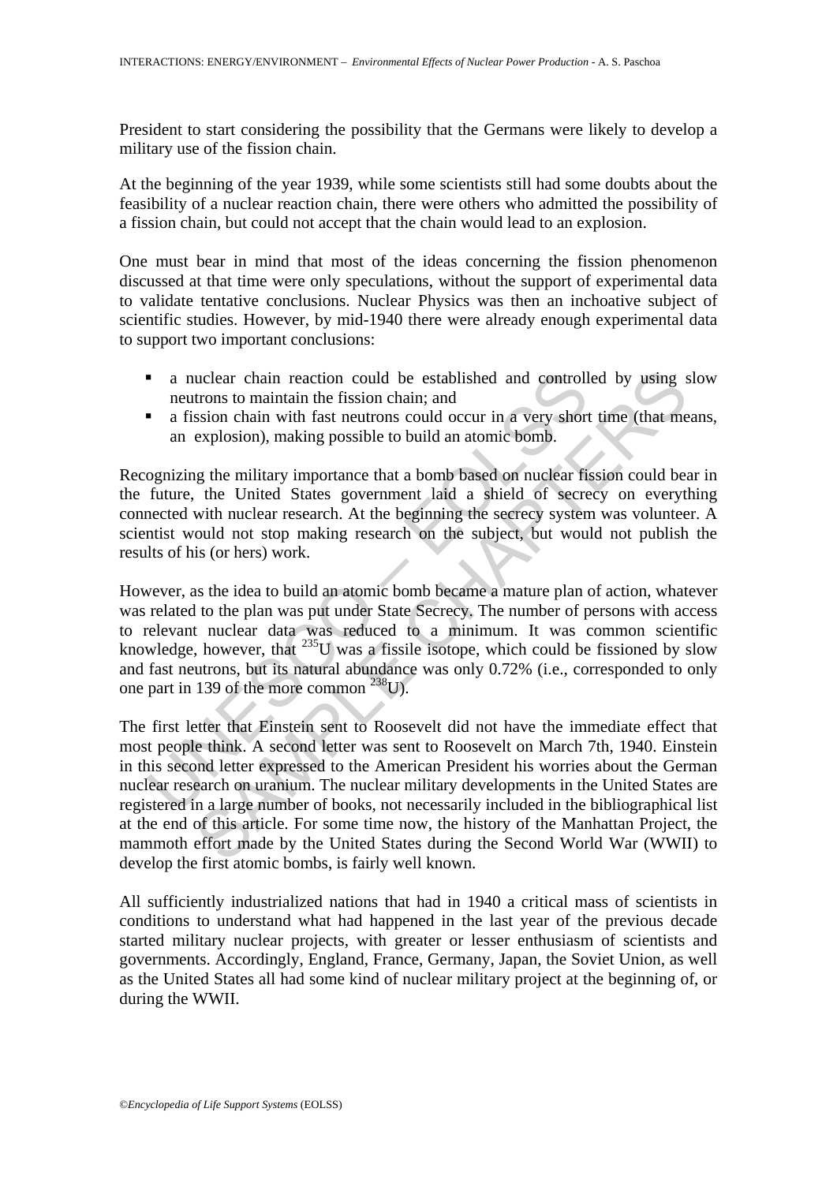President to start considering the possibility that the Germans were likely to develop a military use of the fission chain.

At the beginning of the year 1939, while some scientists still had some doubts about the feasibility of a nuclear reaction chain, there were others who admitted the possibility of a fission chain, but could not accept that the chain would lead to an explosion.

One must bear in mind that most of the ideas concerning the fission phenomenon discussed at that time were only speculations, without the support of experimental data to validate tentative conclusions. Nuclear Physics was then an inchoative subject of scientific studies. However, by mid-1940 there were already enough experimental data to support two important conclusions:

- a nuclear chain reaction could be established and controlled by using slow neutrons to maintain the fission chain; and
- a fission chain with fast neutrons could occur in a very short time (that means, an explosion), making possible to build an atomic bomb.

Recognizing the military importance that a bomb based on nuclear fission could bear in the future, the United States government laid a shield of secrecy on everything connected with nuclear research. At the beginning the secrecy system was volunteer. A scientist would not stop making research on the subject, but would not publish the results of his (or hers) work.

However, as the idea to build an atomic bomb became a mature plan of action, whatever was related to the plan was put under State Secrecy. The number of persons with access to relevant nuclear data was reduced to a minimum. It was common scientific knowledge, however, that $^{235}U$ was a fissile isotope, which could be fissioned by slow and fast neutrons, but its natural abundance was only 0.72% (i.e., corresponded to only one part in 139 of the more common $^{238}U$).

The first letter that Einstein sent to Roosevelt did not have the immediate effect that most people think. A second letter was sent to Roosevelt on March 7th, 1940. Einstein in this second letter expressed to the American President his worries about the German nuclear research on uranium. The nuclear military developments in the United States are registered in a large number of books, not necessarily included in the bibliographical list at the end of this article. For some time now, the history of the Manhattan Project, the mammoth effort made by the United States during the Second World War (WWII) to develop the first atomic bombs, is fairly well known.

All sufficiently industrialized nations that had in 1940 a critical mass of scientists in conditions to understand what had happened in the last year of the previous decade started military nuclear projects, with greater or lesser enthusiasm of scientists and governments. Accordingly, England, France, Germany, Japan, the Soviet Union, as well as the United States all had some kind of nuclear military project at the beginning of, or during the WWII.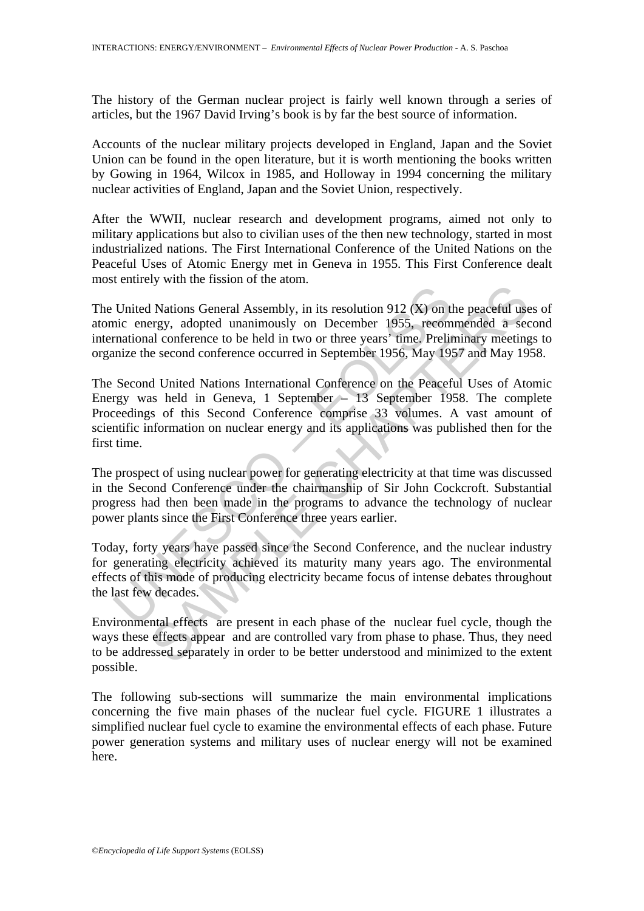The history of the German nuclear project is fairly well known through a series of articles, but the 1967 David Irving's book is by far the best source of information.

Accounts of the nuclear military projects developed in England, Japan and the Soviet Union can be found in the open literature, but it is worth mentioning the books written by Gowing in 1964, Wilcox in 1985, and Holloway in 1994 concerning the military nuclear activities of England, Japan and the Soviet Union, respectively.

After the WWII, nuclear research and development programs, aimed not only to military applications but also to civilian uses of the then new technology, started in most industrialized nations. The First International Conference of the United Nations on the Peaceful Uses of Atomic Energy met in Geneva in 1955. This First Conference dealt most entirely with the fission of the atom.

The United Nations General Assembly, in its resolution 912 (X) on the peaceful uses of atomic energy, adopted unanimously on December 1955, recommended a second international conference to be held in two or three years' time. Preliminary meetings to organize the second conference occurred in September 1956, May 1957 and May 1958.

The Second United Nations International Conference on the Peaceful Uses of Atomic Energy was held in Geneva, 1 September – 13 September 1958. The complete Proceedings of this Second Conference comprise 33 volumes. A vast amount of scientific information on nuclear energy and its applications was published then for the first time.

The prospect of using nuclear power for generating electricity at that time was discussed in the Second Conference under the chairmanship of Sir John Cockcroft. Substantial progress had then been made in the programs to advance the technology of nuclear power plants since the First Conference three years earlier.

Today, forty years have passed since the Second Conference, and the nuclear industry for generating electricity achieved its maturity many years ago. The environmental effects of this mode of producing electricity became focus of intense debates throughout the last few decades.

Environmental effects are present in each phase of the nuclear fuel cycle, though the ways these effects appear and are controlled vary from phase to phase. Thus, they need to be addressed separately in order to be better understood and minimized to the extent possible.

The following sub-sections will summarize the main environmental implications concerning the five main phases of the nuclear fuel cycle. FIGURE 1 illustrates a simplified nuclear fuel cycle to examine the environmental effects of each phase. Future power generation systems and military uses of nuclear energy will not be examined here.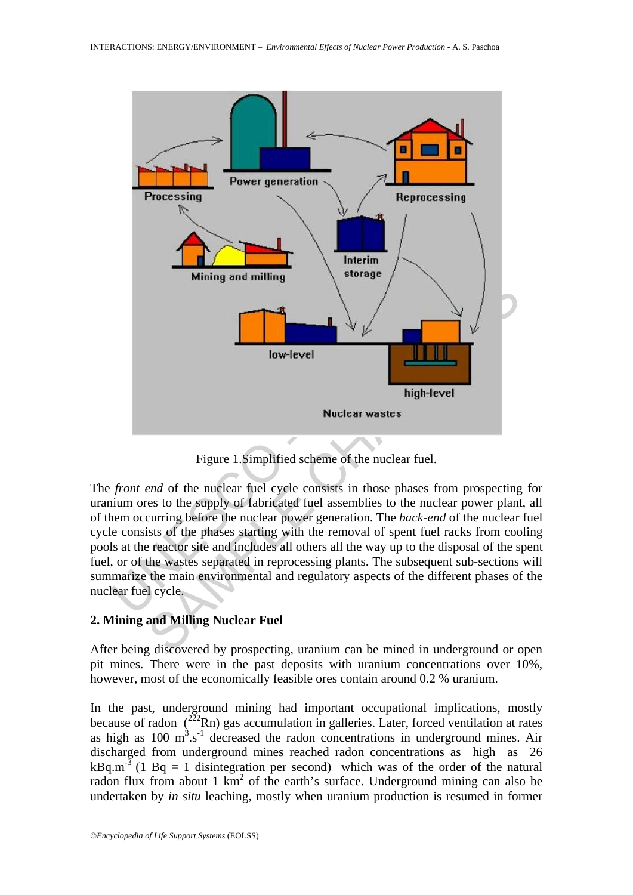Figure 1.Simplified scheme of the nuclear fuel.

The *front end* of the nuclear fuel cycle consists in those phases from prospecting for uranium ores to the supply of fabricated fuel assemblies to the nuclear power plant, all of them occurring before the nuclear power generation. The *back-end* of the nuclear fuel cycle consists of the phases starting with the removal of spent fuel racks from cooling pools at the reactor site and includes all others all the way up to the disposal of the spent fuel, or of the wastes separated in reprocessing plants. The subsequent sub-sections will summarize the main environmental and regulatory aspects of the different phases of the nuclear fuel cycle.

## 2. Mining and Milling Nuclear Fuel

After being discovered by prospecting, uranium can be mined in underground or open pit mines. There were in the past deposits with uranium concentrations over 10%, however, most of the economically feasible ores contain around 0.2 % uranium.

In the past, underground mining had important occupational implications, mostly because of radon ($^{222}$Rn) gas accumulation in galleries. Later, forced ventilation at rates as high as 100 $m^3.s^{-1}$ decreased the radon concentrations in underground mines. Air discharged from underground mines reached radon concentrations as high as 26 $kBq.m^{-3}$ (1 Bq = 1 disintegration per second) which was of the order of the natural radon flux from about 1 $km^2$ of the earth's surface. Underground mining can also be undertaken by *in situ* leaching, mostly when uranium production is resumed in former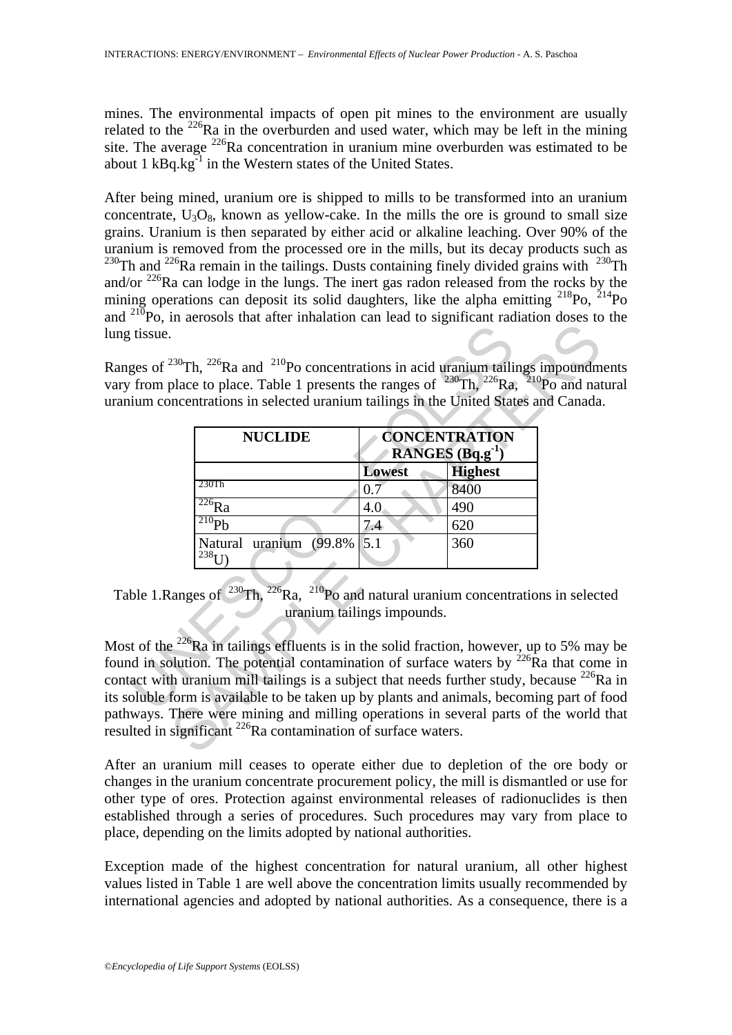mines. The environmental impacts of open pit mines to the environment are usually related to the $^{226}$Ra in the overburden and used water, which may be left in the mining site. The average $^{226}$Ra concentration in uranium mine overburden was estimated to be about 1 kBq.kg$^{-1}$ in the Western states of the United States.

After being mined, uranium ore is shipped to mills to be transformed into an uranium concentrate, $U_3O_8$, known as yellow-cake. In the mills the ore is ground to small size grains. Uranium is then separated by either acid or alkaline leaching. Over 90% of the uranium is removed from the processed ore in the mills, but its decay products such as $^{230}$Th and $^{226}$Ra remain in the tailings. Dusts containing finely divided grains with $^{230}$Th and/or $^{226}$Ra can lodge in the lungs. The inert gas radon released from the rocks by the mining operations can deposit its solid daughters, like the alpha emitting $^{218}$Po, $^{214}$Po and $^{210}$Po, in aerosols that after inhalation can lead to significant radiation doses to the lung tissue.

Ranges of $^{230}$Th, $^{226}$Ra and $^{210}$Po concentrations in acid uranium tailings impoundments vary from place to place. Table 1 presents the ranges of $^{230}$Th, $^{226}$Ra, $^{210}$Po and natural uranium concentrations in selected uranium tailings in the United States and Canada.

| NUCLIDE | CONCENTRATION RANGES (Bq.g$^{-1}$) | |
|---|---|---|
| | Lowest | Highest |
| 230Th | 0.7 | 8400 |
| $^{226}$Ra | 4.0 | 490 |
| $^{210}$Pb | 7.4 | 620 |
| Natural uranium (99.8% $^{238}$U) | 5.1 | 360 |

Table 1.Ranges of $^{230}$Th, $^{226}$Ra, $^{210}$Po and natural uranium concentrations in selected uranium tailings impounds.

Most of the $^{226}$Ra in tailings effluents is in the solid fraction, however, up to 5% may be found in solution. The potential contamination of surface waters by $^{226}$Ra that come in contact with uranium mill tailings is a subject that needs further study, because $^{226}$Ra in its soluble form is available to be taken up by plants and animals, becoming part of food pathways. There were mining and milling operations in several parts of the world that resulted in significant $^{226}$Ra contamination of surface waters.

After an uranium mill ceases to operate either due to depletion of the ore body or changes in the uranium concentrate procurement policy, the mill is dismantled or use for other type of ores. Protection against environmental releases of radionuclides is then established through a series of procedures. Such procedures may vary from place to place, depending on the limits adopted by national authorities.

Exception made of the highest concentration for natural uranium, all other highest values listed in Table 1 are well above the concentration limits usually recommended by international agencies and adopted by national authorities. As a consequence, there is a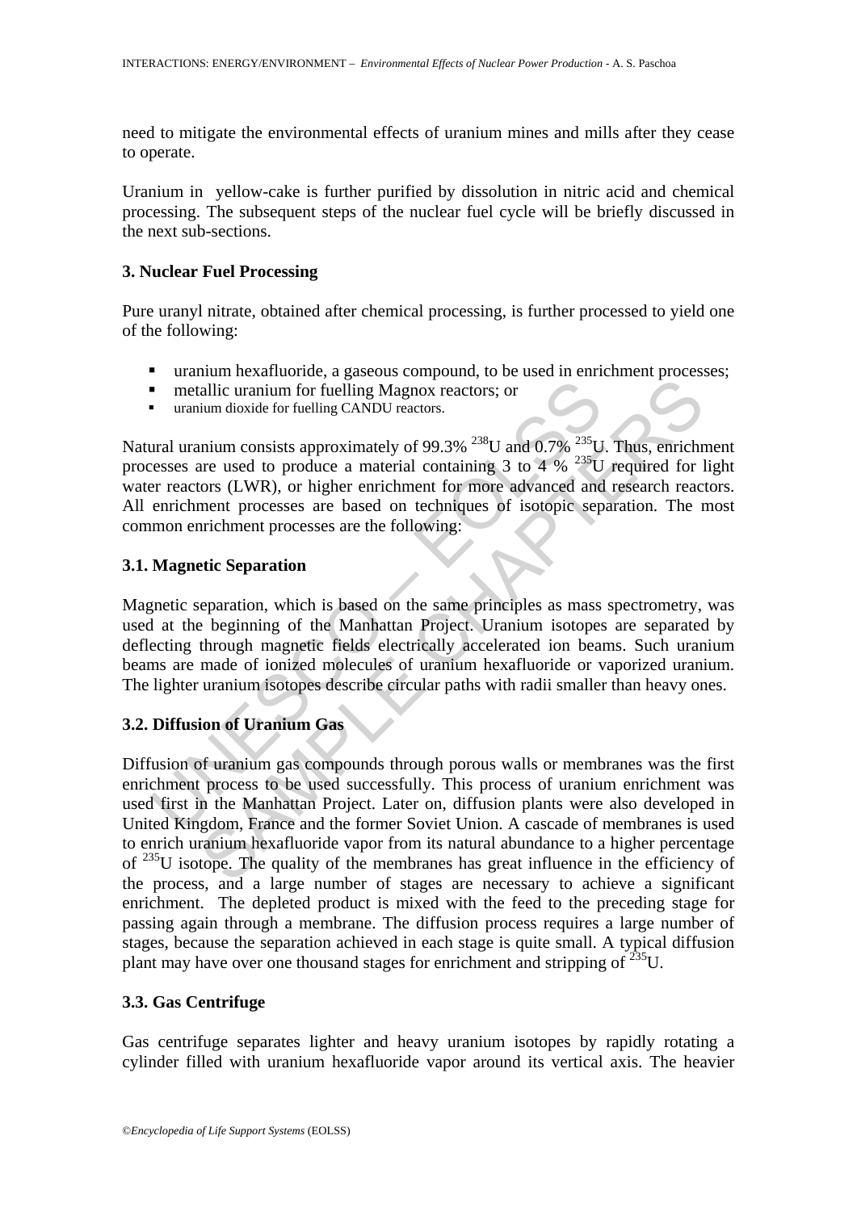need to mitigate the environmental effects of uranium mines and mills after they cease to operate.

Uranium in yellow-cake is further purified by dissolution in nitric acid and chemical processing. The subsequent steps of the nuclear fuel cycle will be briefly discussed in the next sub-sections.

## 3. Nuclear Fuel Processing

Pure uranyl nitrate, obtained after chemical processing, is further processed to yield one of the following:

- uranium hexafluoride, a gaseous compound, to be used in enrichment processes;
- metallic uranium for fuelling Magnox reactors; or
- uranium dioxide for fuelling CANDU reactors.

Natural uranium consists approximately of 99.3% $^{238}U$ and 0.7% $^{235}U$. Thus, enrichment processes are used to produce a material containing 3 to 4 % $^{235}U$ required for light water reactors (LWR), or higher enrichment for more advanced and research reactors. All enrichment processes are based on techniques of isotopic separation. The most common enrichment processes are the following:

### 3.1. Magnetic Separation

Magnetic separation, which is based on the same principles as mass spectrometry, was used at the beginning of the Manhattan Project. Uranium isotopes are separated by deflecting through magnetic fields electrically accelerated ion beams. Such uranium beams are made of ionized molecules of uranium hexafluoride or vaporized uranium. The lighter uranium isotopes describe circular paths with radii smaller than heavy ones.

### 3.2. Diffusion of Uranium Gas

Diffusion of uranium gas compounds through porous walls or membranes was the first enrichment process to be used successfully. This process of uranium enrichment was used first in the Manhattan Project. Later on, diffusion plants were also developed in United Kingdom, France and the former Soviet Union. A cascade of membranes is used to enrich uranium hexafluoride vapor from its natural abundance to a higher percentage of $^{235}U$ isotope. The quality of the membranes has great influence in the efficiency of the process, and a large number of stages are necessary to achieve a significant enrichment. The depleted product is mixed with the feed to the preceding stage for passing again through a membrane. The diffusion process requires a large number of stages, because the separation achieved in each stage is quite small. A typical diffusion plant may have over one thousand stages for enrichment and stripping of $^{235}U$.

### 3.3. Gas Centrifuge

Gas centrifuge separates lighter and heavy uranium isotopes by rapidly rotating a cylinder filled with uranium hexafluoride vapor around its vertical axis. The heavier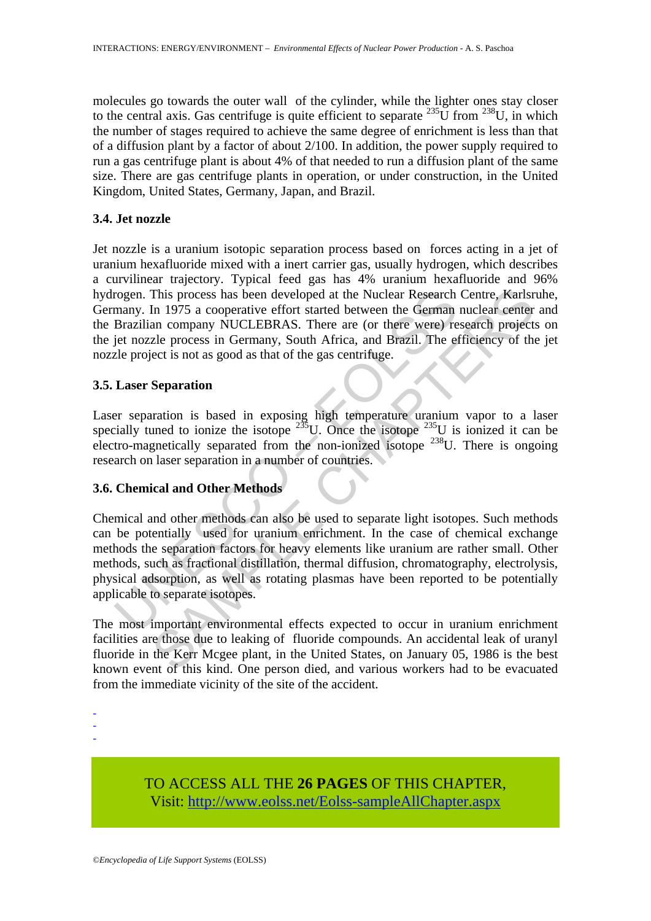molecules go towards the outer wall of the cylinder, while the lighter ones stay closer to the central axis. Gas centrifuge is quite efficient to separate $^{235}U$ from $^{238}U$, in which the number of stages required to achieve the same degree of enrichment is less than that of a diffusion plant by a factor of about 2/100. In addition, the power supply required to run a gas centrifuge plant is about 4% of that needed to run a diffusion plant of the same size. There are gas centrifuge plants in operation, or under construction, in the United Kingdom, United States, Germany, Japan, and Brazil.

### 3.4. Jet nozzle

Jet nozzle is a uranium isotopic separation process based on forces acting in a jet of uranium hexafluoride mixed with a inert carrier gas, usually hydrogen, which describes a curvilinear trajectory. Typical feed gas has 4% uranium hexafluoride and 96% hydrogen. This process has been developed at the Nuclear Research Centre, Karlsruhe, Germany. In 1975 a cooperative effort started between the German nuclear center and the Brazilian company NUCLEBRAS. There are (or there were) research projects on the jet nozzle process in Germany, South Africa, and Brazil. The efficiency of the jet nozzle project is not as good as that of the gas centrifuge.

### 3.5. Laser Separation

Laser separation is based in exposing high temperature uranium vapor to a laser specially tuned to ionize the isotope $^{235}U$. Once the isotope $^{235}U$ is ionized it can be electro-magnetically separated from the non-ionized isotope $^{238}U$. There is ongoing research on laser separation in a number of countries.

### 3.6. Chemical and Other Methods

Chemical and other methods can also be used to separate light isotopes. Such methods can be potentially used for uranium enrichment. In the case of chemical exchange methods the separation factors for heavy elements like uranium are rather small. Other methods, such as fractional distillation, thermal diffusion, chromatography, electrolysis, physical adsorption, as well as rotating plasmas have been reported to be potentially applicable to separate isotopes.

The most important environmental effects expected to occur in uranium enrichment facilities are those due to leaking of fluoride compounds. An accidental leak of uranyl fluoride in the Kerr Mcgee plant, in the United States, on January 05, 1986 is the best known event of this kind. One person died, and various workers had to be evacuated from the immediate vicinity of the site of the accident.

-
-
-

TO ACCESS ALL THE **26 PAGES** OF THIS CHAPTER,
Visit: http://www.eolss.net/Eolss-sampleAllChapter.aspx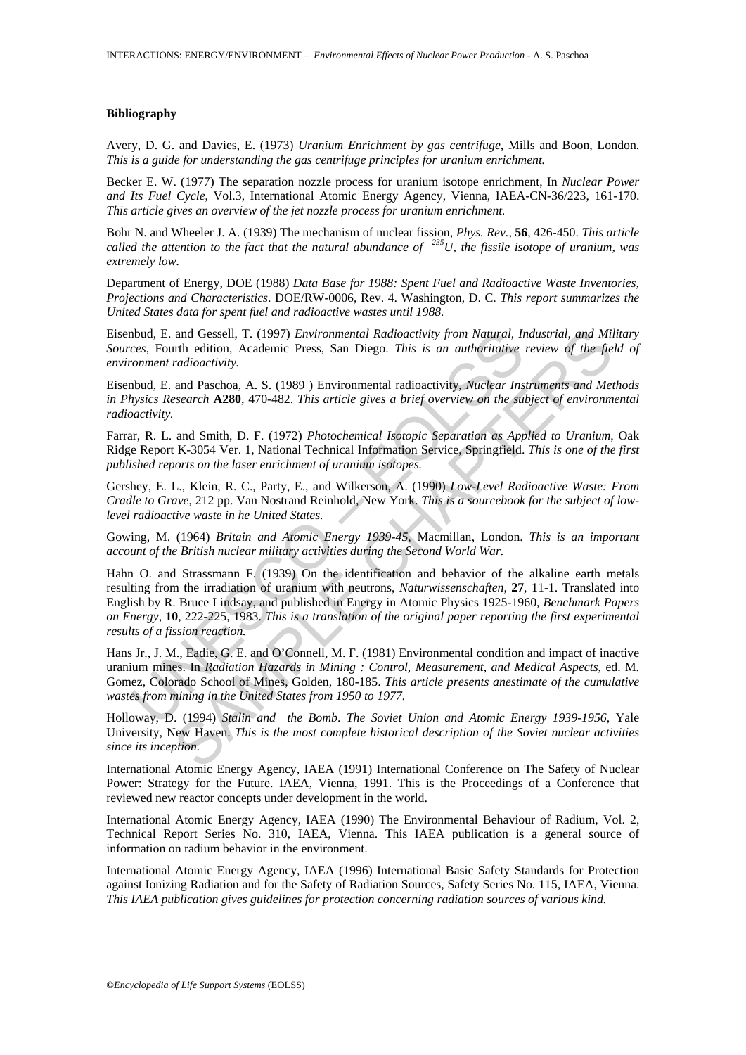### Bibliography

Avery, D. G. and Davies, E. (1973) *Uranium Enrichment by gas centrifuge*, Mills and Boon, London. *This is a guide for understanding the gas centrifuge principles for uranium enrichment.*

Becker E. W. (1977) The separation nozzle process for uranium isotope enrichment, In *Nuclear Power and Its Fuel Cycle*, Vol.3, International Atomic Energy Agency, Vienna, IAEA-CN-36/223, 161-170. *This article gives an overview of the jet nozzle process for uranium enrichment.*

Bohr N. and Wheeler J. A. (1939) The mechanism of nuclear fission, *Phys. Rev.*, **56**, 426-450. *This article called the attention to the fact that the natural abundance of $^{235}U$, the fissile isotope of uranium, was extremely low.*

Department of Energy, DOE (1988) *Data Base for 1988: Spent Fuel and Radioactive Waste Inventories, Projections and Characteristics*. DOE/RW-0006, Rev. 4. Washington, D. C. *This report summarizes the United States data for spent fuel and radioactive wastes until 1988.*

Eisenbud, E. and Gessell, T. (1997) *Environmental Radioactivity from Natural, Industrial, and Military Sources*, Fourth edition, Academic Press, San Diego. *This is an authoritative review of the field of environment radioactivity.*

Eisenbud, E. and Paschoa, A. S. (1989 ) Environmental radioactivity, *Nuclear Instruments and Methods in Physics Research* **A280**, 470-482. *This article gives a brief overview on the subject of environmental radioactivity.*

Farrar, R. L. and Smith, D. F. (1972) *Photochemical Isotopic Separation as Applied to Uranium*, Oak Ridge Report K-3054 Ver. 1, National Technical Information Service, Springfield. *This is one of the first published reports on the laser enrichment of uranium isotopes.*

Gershey, E. L., Klein, R. C., Party, E., and Wilkerson, A. (1990) *Low-Level Radioactive Waste: From Cradle to Grave*, 212 pp. Van Nostrand Reinhold, New York. *This is a sourcebook for the subject of low-level radioactive waste in he United States.*

Gowing, M. (1964) *Britain and Atomic Energy 1939-45*, Macmillan, London. *This is an important account of the British nuclear military activities during the Second World War.*

Hahn O. and Strassmann F. (1939) On the identification and behavior of the alkaline earth metals resulting from the irradiation of uranium with neutrons, *Naturwissenschaften*, **27**, 11-1. Translated into English by R. Bruce Lindsay, and published in Energy in Atomic Physics 1925-1960, *Benchmark Papers on Energy*, **10**, 222-225, 1983. *This is a translation of the original paper reporting the first experimental results of a fission reaction.*

Hans Jr., J. M., Eadie, G. E. and O'Connell, M. F. (1981) Environmental condition and impact of inactive uranium mines. In *Radiation Hazards in Mining : Control, Measurement, and Medical Aspects*, ed. M. Gomez, Colorado School of Mines, Golden, 180-185. *This article presents anestimate of the cumulative wastes from mining in the United States from 1950 to 1977.*

Holloway, D. (1994) *Stalin and the Bomb. The Soviet Union and Atomic Energy 1939-1956*, Yale University, New Haven. *This is the most complete historical description of the Soviet nuclear activities since its inception.*

International Atomic Energy Agency, IAEA (1991) International Conference on The Safety of Nuclear Power: Strategy for the Future. IAEA, Vienna, 1991. This is the Proceedings of a Conference that reviewed new reactor concepts under development in the world.

International Atomic Energy Agency, IAEA (1990) The Environmental Behaviour of Radium, Vol. 2, Technical Report Series No. 310, IAEA, Vienna. This IAEA publication is a general source of information on radium behavior in the environment.

International Atomic Energy Agency, IAEA (1996) International Basic Safety Standards for Protection against Ionizing Radiation and for the Safety of Radiation Sources, Safety Series No. 115, IAEA, Vienna. *This IAEA publication gives guidelines for protection concerning radiation sources of various kind.*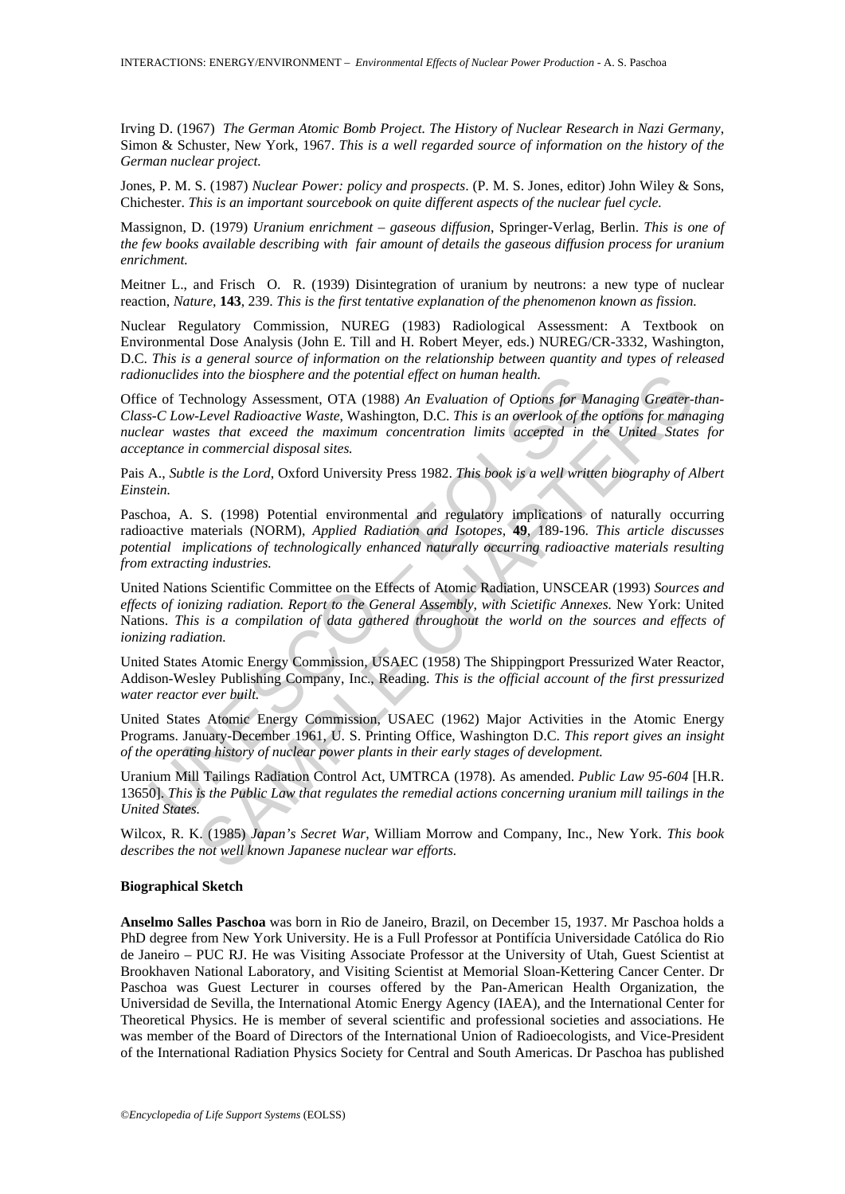Irving D. (1967) *The German Atomic Bomb Project. The History of Nuclear Research in Nazi Germany*, Simon & Schuster, New York, 1967. *This is a well regarded source of information on the history of the German nuclear project.*

Jones, P. M. S. (1987) *Nuclear Power: policy and prospects*. (P. M. S. Jones, editor) John Wiley & Sons, Chichester. *This is an important sourcebook on quite different aspects of the nuclear fuel cycle.*

Massignon, D. (1979) *Uranium enrichment – gaseous diffusion*, Springer-Verlag, Berlin. *This is one of the few books available describing with fair amount of details the gaseous diffusion process for uranium enrichment.*

Meitner L., and Frisch O. R. (1939) Disintegration of uranium by neutrons: a new type of nuclear reaction, *Nature*, **143**, 239. *This is the first tentative explanation of the phenomenon known as fission.*

Nuclear Regulatory Commission, NUREG (1983) Radiological Assessment: A Textbook on Environmental Dose Analysis (John E. Till and H. Robert Meyer, eds.) NUREG/CR-3332, Washington, D.C. *This is a general source of information on the relationship between quantity and types of released radionuclides into the biosphere and the potential effect on human health.*

Office of Technology Assessment, OTA (1988) *An Evaluation of Options for Managing Greater-than-Class-C Low-Level Radioactive Waste*, Washington, D.C. *This is an overlook of the options for managing nuclear wastes that exceed the maximum concentration limits accepted in the United States for acceptance in commercial disposal sites.*

Pais A., *Subtle is the Lord*, Oxford University Press 1982. *This book is a well written biography of Albert Einstein.*

Paschoa, A. S. (1998) Potential environmental and regulatory implications of naturally occurring radioactive materials (NORM), *Applied Radiation and Isotopes*, **49**, 189-196. *This article discusses potential implications of technologically enhanced naturally occurring radioactive materials resulting from extracting industries.*

United Nations Scientific Committee on the Effects of Atomic Radiation, UNSCEAR (1993) *Sources and effects of ionizing radiation. Report to the General Assembly, with Scietific Annexes.* New York: United Nations. *This is a compilation of data gathered throughout the world on the sources and effects of ionizing radiation.*

United States Atomic Energy Commission, USAEC (1958) The Shippingport Pressurized Water Reactor, Addison-Wesley Publishing Company, Inc., Reading. *This is the official account of the first pressurized water reactor ever built.*

United States Atomic Energy Commission, USAEC (1962) Major Activities in the Atomic Energy Programs. January-December 1961, U. S. Printing Office, Washington D.C. *This report gives an insight of the operating history of nuclear power plants in their early stages of development.*

Uranium Mill Tailings Radiation Control Act, UMTRCA (1978). As amended. *Public Law 95-604* [H.R. 13650]. *This is the Public Law that regulates the remedial actions concerning uranium mill tailings in the United States.*

Wilcox, R. K. (1985) *Japan's Secret War*, William Morrow and Company, Inc., New York. *This book describes the not well known Japanese nuclear war efforts.*

**Biographical Sketch**

**Anselmo Salles Paschoa** was born in Rio de Janeiro, Brazil, on December 15, 1937. Mr Paschoa holds a PhD degree from New York University. He is a Full Professor at Pontifícia Universidade Católica do Rio de Janeiro – PUC RJ. He was Visiting Associate Professor at the University of Utah, Guest Scientist at Brookhaven National Laboratory, and Visiting Scientist at Memorial Sloan-Kettering Cancer Center. Dr Paschoa was Guest Lecturer in courses offered by the Pan-American Health Organization, the Universidad de Sevilla, the International Atomic Energy Agency (IAEA), and the International Center for Theoretical Physics. He is member of several scientific and professional societies and associations. He was member of the Board of Directors of the International Union of Radioecologists, and Vice-President of the International Radiation Physics Society for Central and South Americas. Dr Paschoa has published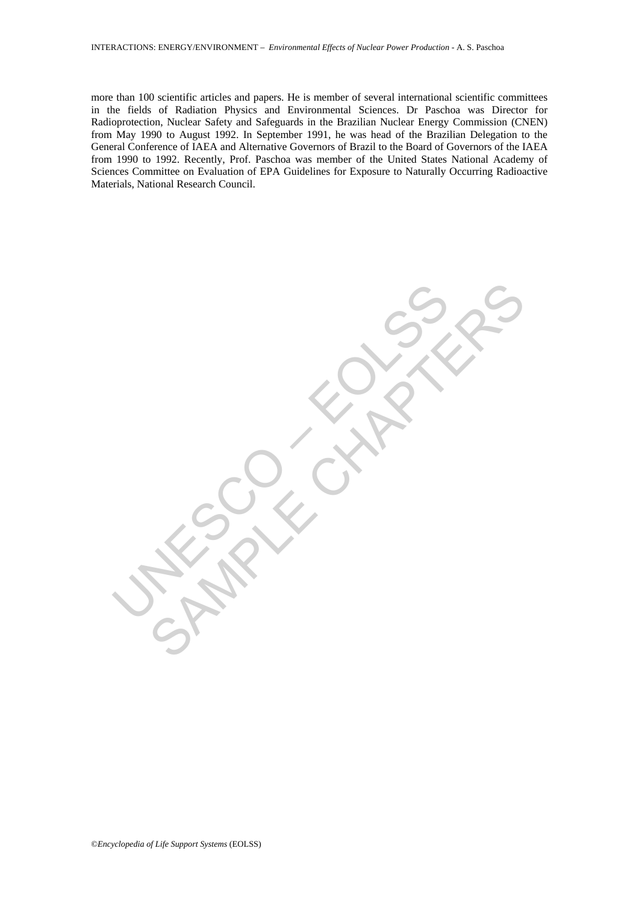more than 100 scientific articles and papers. He is member of several international scientific committees in the fields of Radiation Physics and Environmental Sciences. Dr Paschoa was Director for Radioprotection, Nuclear Safety and Safeguards in the Brazilian Nuclear Energy Commission (CNEN) from May 1990 to August 1992. In September 1991, he was head of the Brazilian Delegation to the General Conference of IAEA and Alternative Governors of Brazil to the Board of Governors of the IAEA from 1990 to 1992. Recently, Prof. Paschoa was member of the United States National Academy of Sciences Committee on Evaluation of EPA Guidelines for Exposure to Naturally Occurring Radioactive Materials, National Research Council.